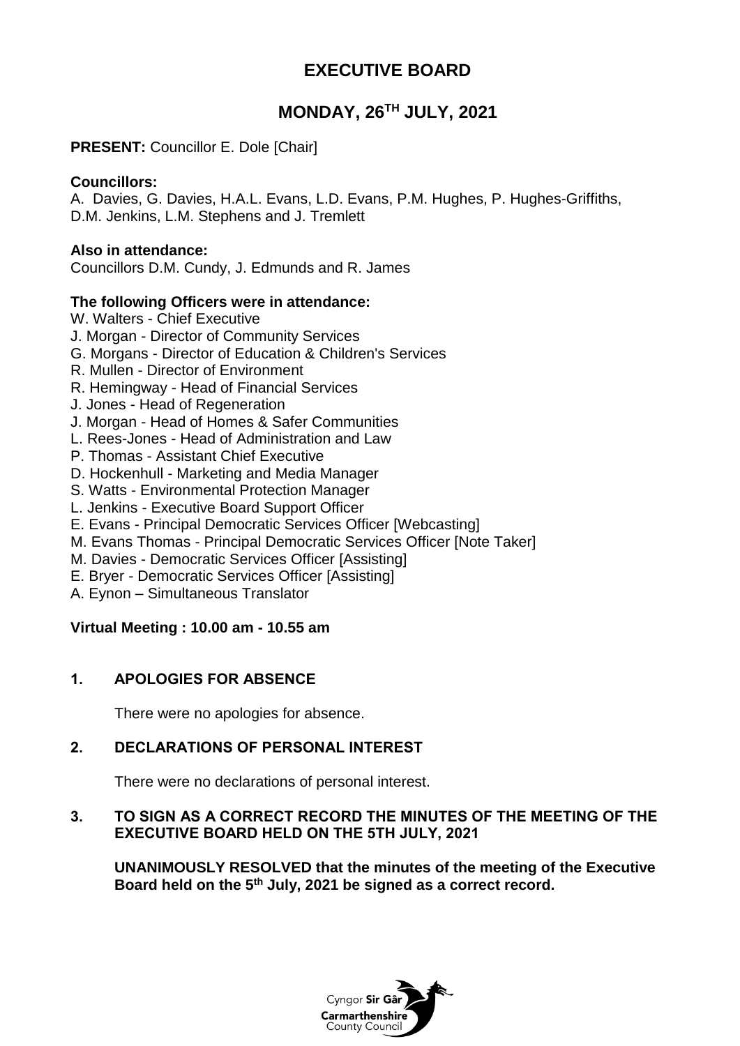# EXECUTIVE BOARD

## MONDAY, 26TH JULY, 2021

**PRESENT:** Councillor E. Dole [Chair]

**Councillors:**
A. Davies, G. Davies, H.A.L. Evans, L.D. Evans, P.M. Hughes, P. Hughes-Griffiths, D.M. Jenkins, L.M. Stephens and J. Tremlett

**Also in attendance:**
Councillors D.M. Cundy, J. Edmunds and R. James

**The following Officers were in attendance:**
W. Walters - Chief Executive
J. Morgan - Director of Community Services
G. Morgans - Director of Education & Children's Services
R. Mullen - Director of Environment
R. Hemingway - Head of Financial Services
J. Jones - Head of Regeneration
J. Morgan - Head of Homes & Safer Communities
L. Rees-Jones - Head of Administration and Law
P. Thomas - Assistant Chief Executive
D. Hockenhull - Marketing and Media Manager
S. Watts - Environmental Protection Manager
L. Jenkins - Executive Board Support Officer
E. Evans - Principal Democratic Services Officer [Webcasting]
M. Evans Thomas - Principal Democratic Services Officer [Note Taker]
M. Davies - Democratic Services Officer [Assisting]
E. Bryer - Democratic Services Officer [Assisting]
A. Eynon – Simultaneous Translator

**Virtual Meeting : 10.00 am - 10.55 am**

### 1. APOLOGIES FOR ABSENCE

There were no apologies for absence.

### 2. DECLARATIONS OF PERSONAL INTEREST

There were no declarations of personal interest.

### 3. TO SIGN AS A CORRECT RECORD THE MINUTES OF THE MEETING OF THE EXECUTIVE BOARD HELD ON THE 5TH JULY, 2021

**UNANIMOUSLY RESOLVED that the minutes of the meeting of the Executive Board held on the 5th July, 2021 be signed as a correct record.**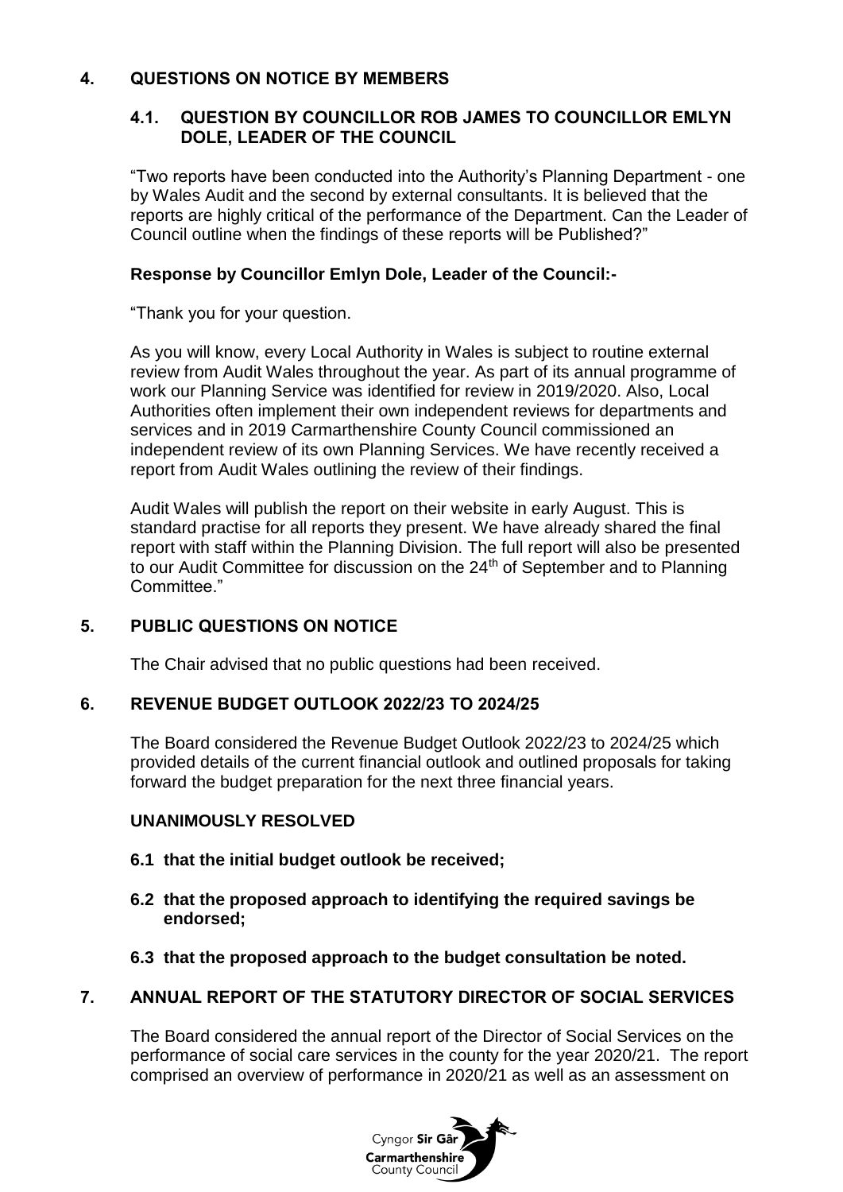## 4. QUESTIONS ON NOTICE BY MEMBERS

### 4.1. QUESTION BY COUNCILLOR ROB JAMES TO COUNCILLOR EMLYN DOLE, LEADER OF THE COUNCIL

"Two reports have been conducted into the Authority's Planning Department - one by Wales Audit and the second by external consultants. It is believed that the reports are highly critical of the performance of the Department. Can the Leader of Council outline when the findings of these reports will be Published?"

**Response by Councillor Emlyn Dole, Leader of the Council:-**

"Thank you for your question.

As you will know, every Local Authority in Wales is subject to routine external review from Audit Wales throughout the year. As part of its annual programme of work our Planning Service was identified for review in 2019/2020. Also, Local Authorities often implement their own independent reviews for departments and services and in 2019 Carmarthenshire County Council commissioned an independent review of its own Planning Services. We have recently received a report from Audit Wales outlining the review of their findings.

Audit Wales will publish the report on their website in early August. This is standard practise for all reports they present. We have already shared the final report with staff within the Planning Division. The full report will also be presented to our Audit Committee for discussion on the 24th of September and to Planning Committee."

## 5. PUBLIC QUESTIONS ON NOTICE

The Chair advised that no public questions had been received.

## 6. REVENUE BUDGET OUTLOOK 2022/23 TO 2024/25

The Board considered the Revenue Budget Outlook 2022/23 to 2024/25 which provided details of the current financial outlook and outlined proposals for taking forward the budget preparation for the next three financial years.

**UNANIMOUSLY RESOLVED**

**6.1 that the initial budget outlook be received;**

**6.2 that the proposed approach to identifying the required savings be endorsed;**

**6.3 that the proposed approach to the budget consultation be noted.**

## 7. ANNUAL REPORT OF THE STATUTORY DIRECTOR OF SOCIAL SERVICES

The Board considered the annual report of the Director of Social Services on the performance of social care services in the county for the year 2020/21. The report comprised an overview of performance in 2020/21 as well as an assessment on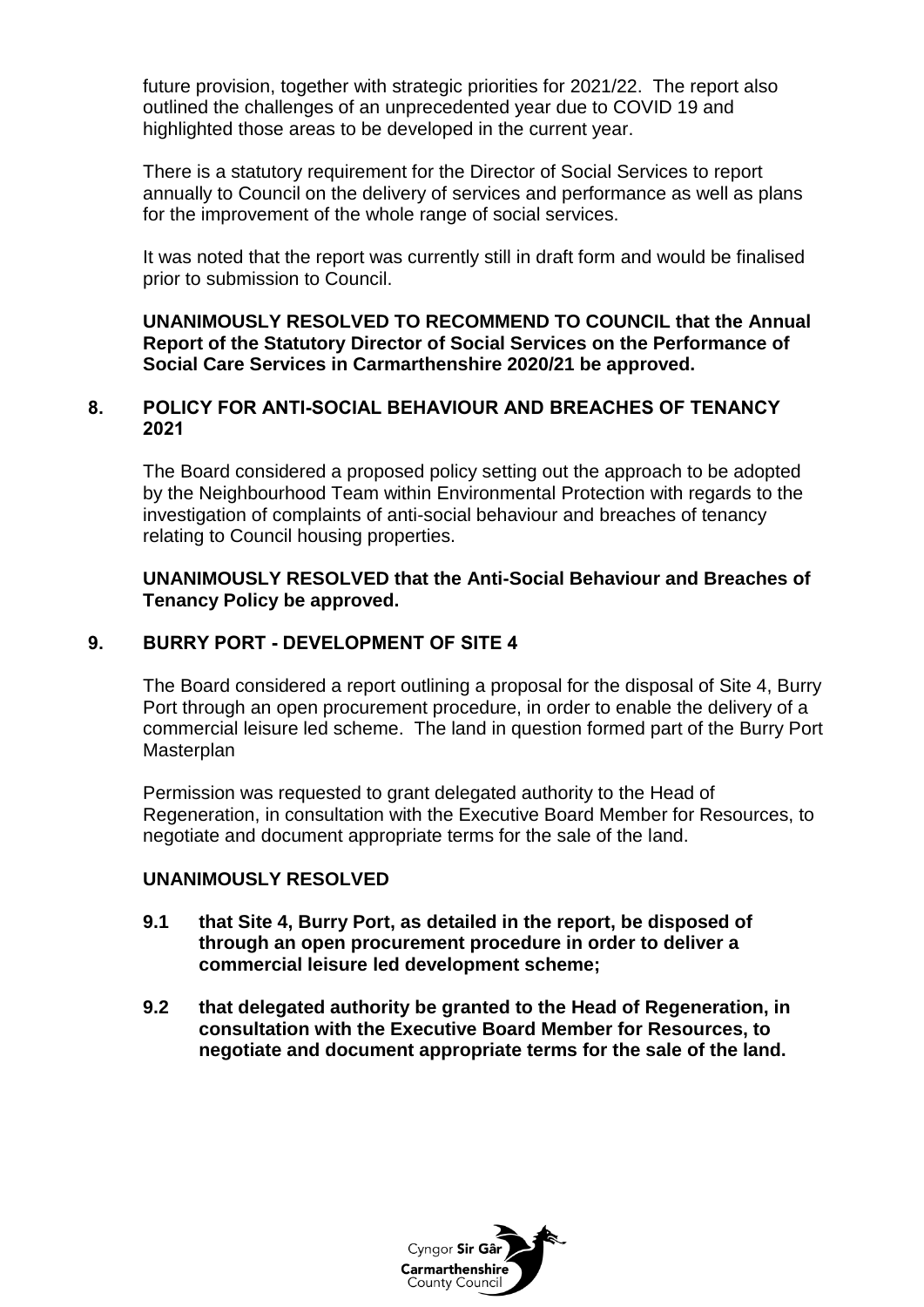future provision, together with strategic priorities for 2021/22. The report also outlined the challenges of an unprecedented year due to COVID 19 and highlighted those areas to be developed in the current year.

There is a statutory requirement for the Director of Social Services to report annually to Council on the delivery of services and performance as well as plans for the improvement of the whole range of social services.

It was noted that the report was currently still in draft form and would be finalised prior to submission to Council.

**UNANIMOUSLY RESOLVED TO RECOMMEND TO COUNCIL that the Annual Report of the Statutory Director of Social Services on the Performance of Social Care Services in Carmarthenshire 2020/21 be approved.**

## 8. POLICY FOR ANTI-SOCIAL BEHAVIOUR AND BREACHES OF TENANCY 2021

The Board considered a proposed policy setting out the approach to be adopted by the Neighbourhood Team within Environmental Protection with regards to the investigation of complaints of anti-social behaviour and breaches of tenancy relating to Council housing properties.

**UNANIMOUSLY RESOLVED that the Anti-Social Behaviour and Breaches of Tenancy Policy be approved.**

## 9. BURRY PORT - DEVELOPMENT OF SITE 4

The Board considered a report outlining a proposal for the disposal of Site 4, Burry Port through an open procurement procedure, in order to enable the delivery of a commercial leisure led scheme. The land in question formed part of the Burry Port Masterplan

Permission was requested to grant delegated authority to the Head of Regeneration, in consultation with the Executive Board Member for Resources, to negotiate and document appropriate terms for the sale of the land.

**UNANIMOUSLY RESOLVED**

**9.1 that Site 4, Burry Port, as detailed in the report, be disposed of through an open procurement procedure in order to deliver a commercial leisure led development scheme;**

**9.2 that delegated authority be granted to the Head of Regeneration, in consultation with the Executive Board Member for Resources, to negotiate and document appropriate terms for the sale of the land.**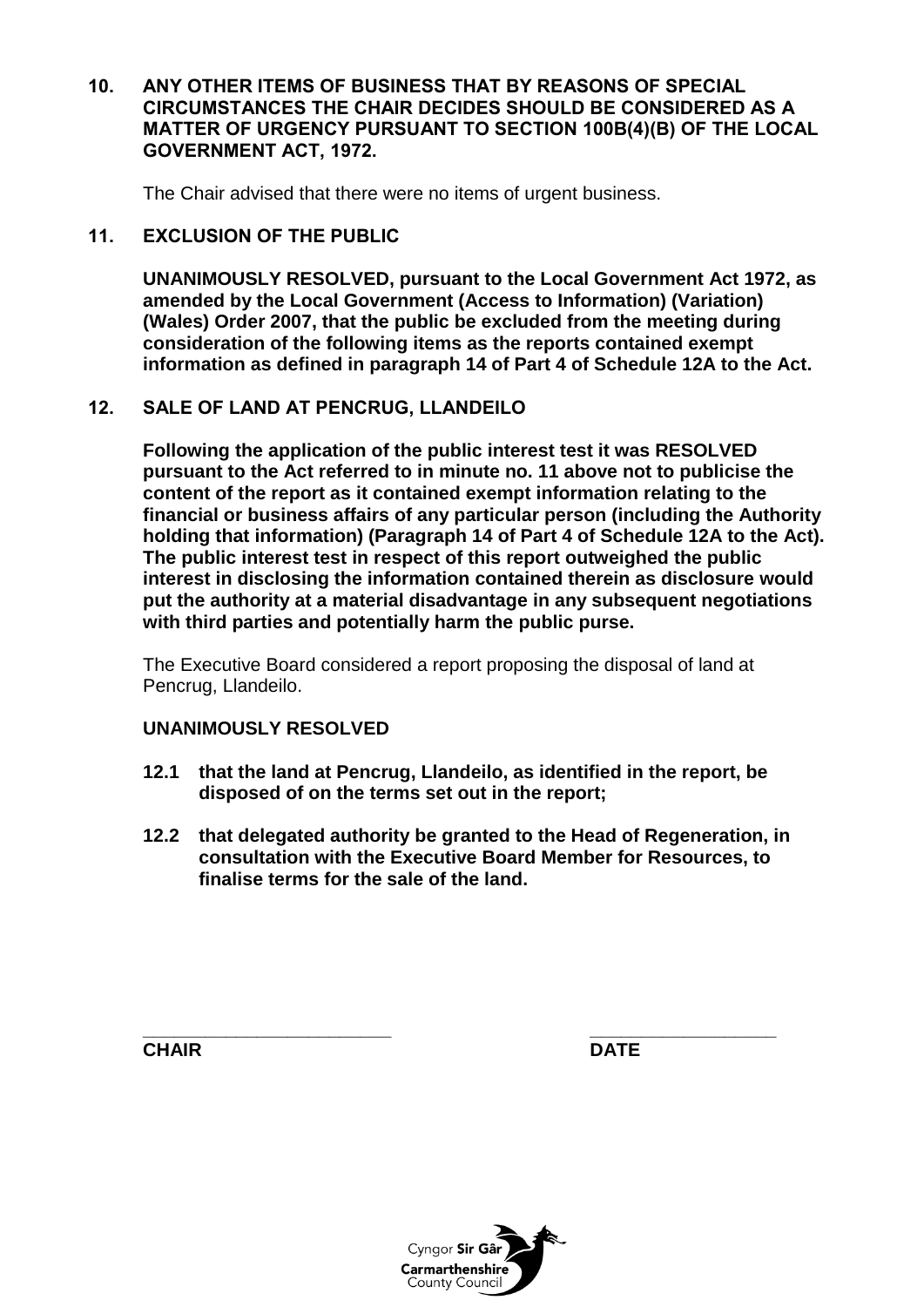## 10. ANY OTHER ITEMS OF BUSINESS THAT BY REASONS OF SPECIAL CIRCUMSTANCES THE CHAIR DECIDES SHOULD BE CONSIDERED AS A MATTER OF URGENCY PURSUANT TO SECTION 100B(4)(B) OF THE LOCAL GOVERNMENT ACT, 1972.

The Chair advised that there were no items of urgent business.

## 11. EXCLUSION OF THE PUBLIC

**UNANIMOUSLY RESOLVED, pursuant to the Local Government Act 1972, as amended by the Local Government (Access to Information) (Variation) (Wales) Order 2007, that the public be excluded from the meeting during consideration of the following items as the reports contained exempt information as defined in paragraph 14 of Part 4 of Schedule 12A to the Act.**

## 12. SALE OF LAND AT PENCRUG, LLANDEILO

**Following the application of the public interest test it was RESOLVED pursuant to the Act referred to in minute no. 11 above not to publicise the content of the report as it contained exempt information relating to the financial or business affairs of any particular person (including the Authority holding that information) (Paragraph 14 of Part 4 of Schedule 12A to the Act). The public interest test in respect of this report outweighed the public interest in disclosing the information contained therein as disclosure would put the authority at a material disadvantage in any subsequent negotiations with third parties and potentially harm the public purse.**

The Executive Board considered a report proposing the disposal of land at Pencrug, Llandeilo.

**UNANIMOUSLY RESOLVED**

**12.1 that the land at Pencrug, Llandeilo, as identified in the report, be disposed of on the terms set out in the report;**

**12.2 that delegated authority be granted to the Head of Regeneration, in consultation with the Executive Board Member for Resources, to finalise terms for the sale of the land.**

________________________ ________________________

**CHAIR** **DATE**